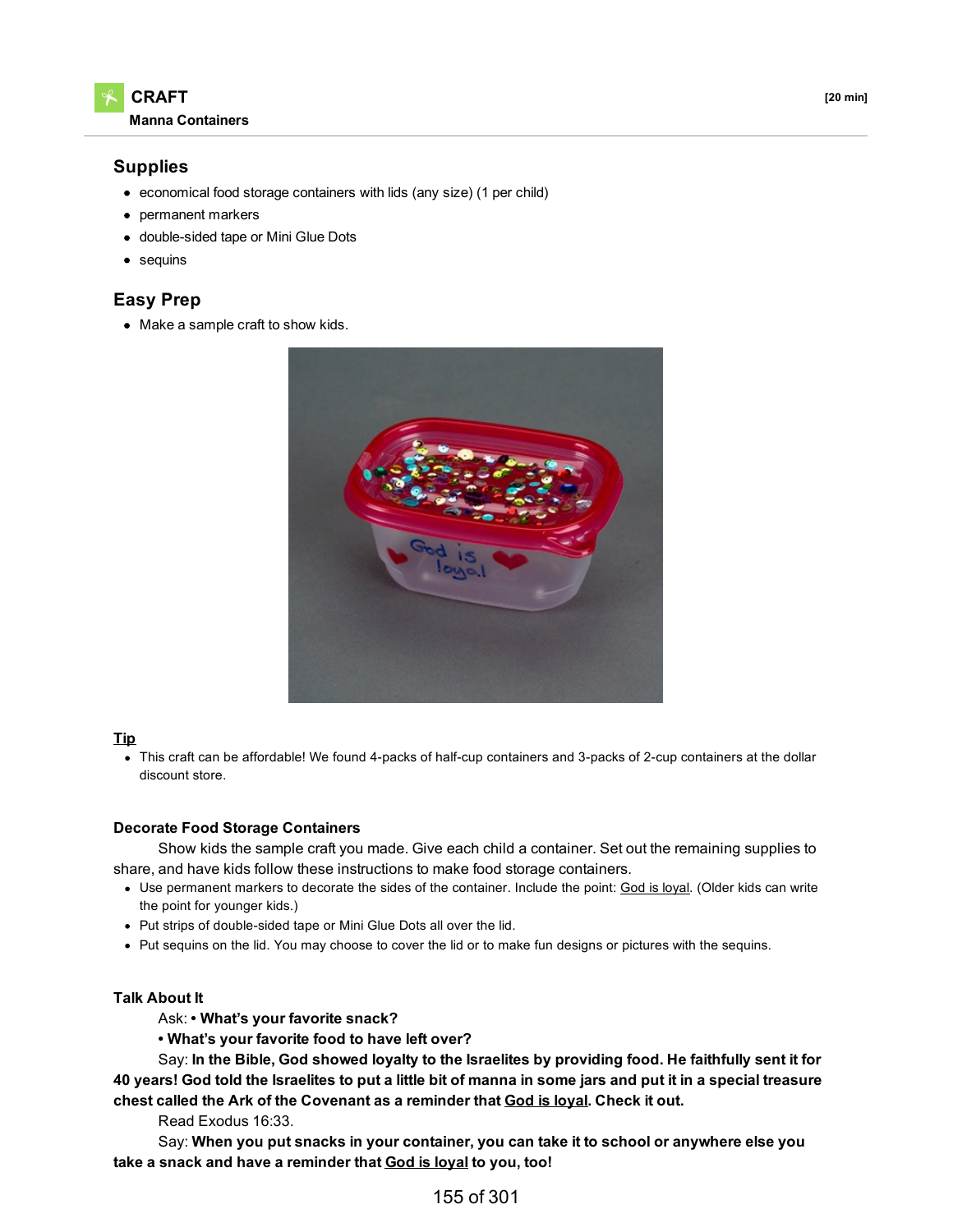# CRAFT

**Manna Containers**

**[20 min]**

## Supplies

- economical food storage containers with lids (any size) (1 per child)
- permanent markers
- double-sided tape or Mini Glue Dots
- sequins

## Easy Prep

- Make a sample craft to show kids.

**Tip**

- This craft can be affordable! We found 4-packs of half-cup containers and 3-packs of 2-cup containers at the dollar discount store.

### Decorate Food Storage Containers

Show kids the sample craft you made. Give each child a container. Set out the remaining supplies to share, and have kids follow these instructions to make food storage containers.

- Use permanent markers to decorate the sides of the container. Include the point: God is loyal. (Older kids can write the point for younger kids.)
- Put strips of double-sided tape or Mini Glue Dots all over the lid.
- Put sequins on the lid. You may choose to cover the lid or to make fun designs or pictures with the sequins.

### Talk About It

Ask: **• What's your favorite snack?**

**• What's your favorite food to have left over?**

Say: **In the Bible, God showed loyalty to the Israelites by providing food. He faithfully sent it for 40 years! God told the Israelites to put a little bit of manna in some jars and put it in a special treasure chest called the Ark of the Covenant as a reminder that God is loyal. Check it out.**

Read Exodus 16:33.

Say: **When you put snacks in your container, you can take it to school or anywhere else you take a snack and have a reminder that God is loyal to you, too!**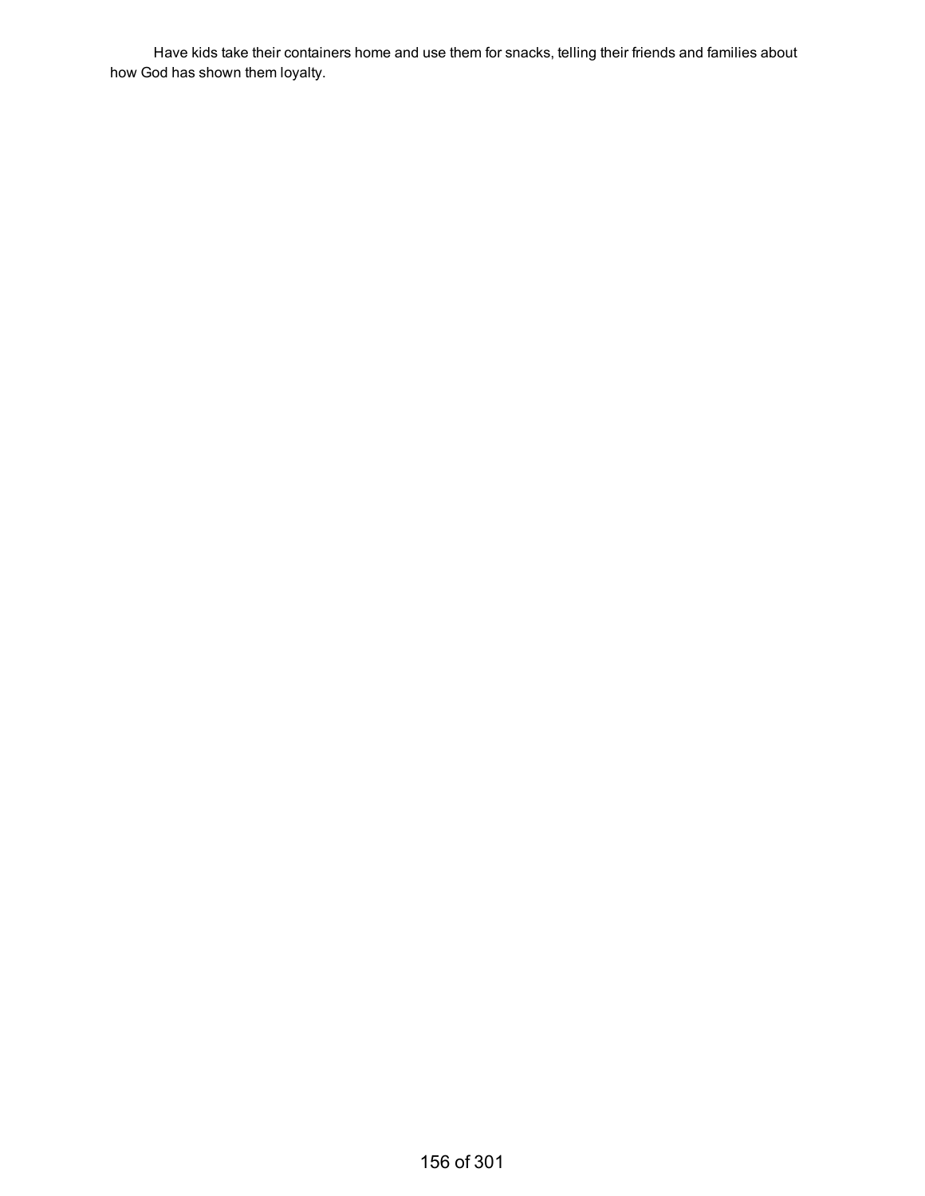Have kids take their containers home and use them for snacks, telling their friends and families about how God has shown them loyalty.